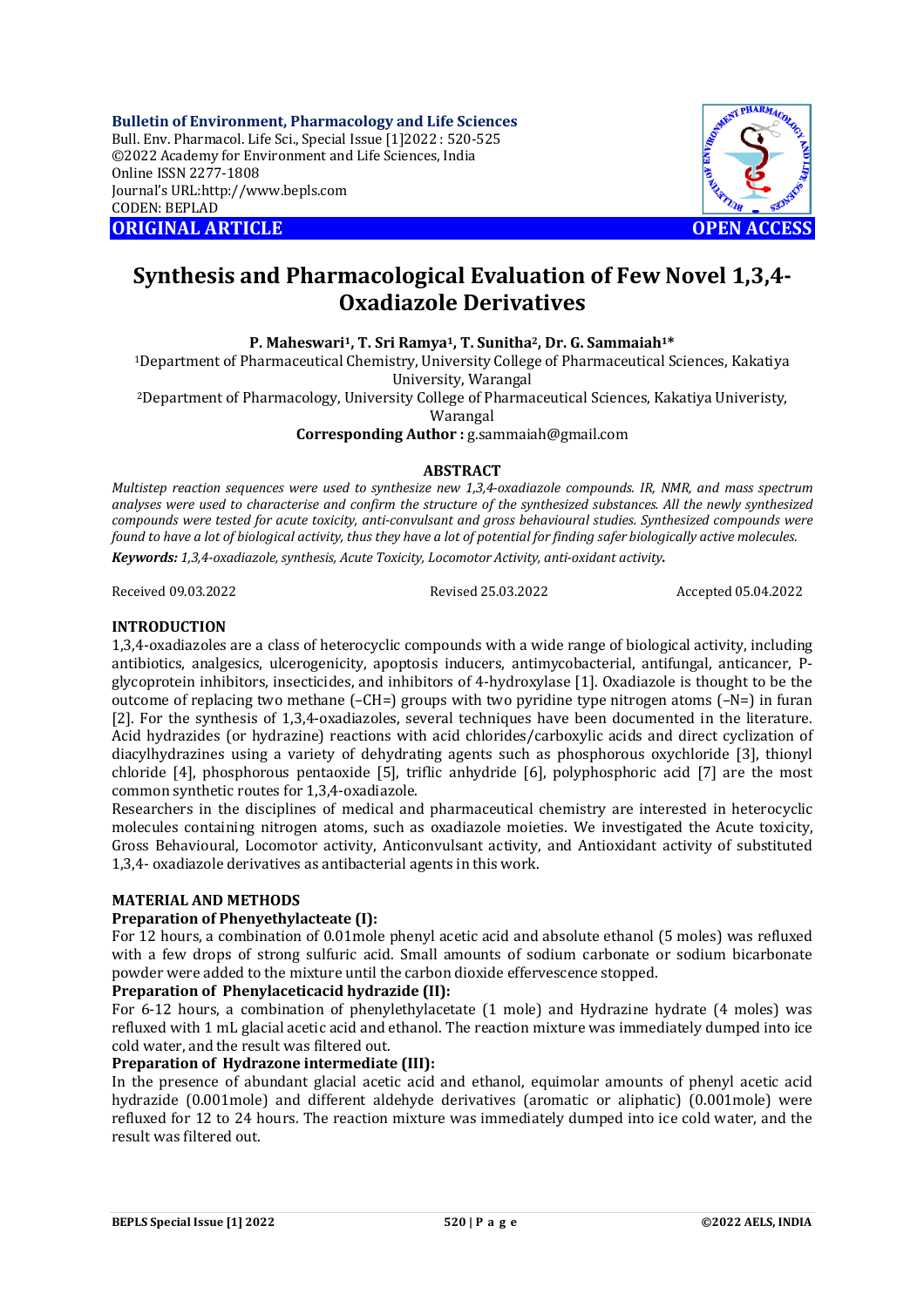**Bulletin of Environment, Pharmacology and Life Sciences**
Bull. Env. Pharmacol. Life Sci., Special Issue [1]2022 : 520-525
©2022 Academy for Environment and Life Sciences, India
Online ISSN 2277-1808
Journal's URL:http://www.bepls.com
CODEN: BEPLAD

**ORIGINAL ARTICLE** **OPEN ACCESS**

# Synthesis and Pharmacological Evaluation of Few Novel 1,3,4-Oxadiazole Derivatives

**P. Maheswari[1], T. Sri Ramya[1], T. Sunitha[2], Dr. G. Sammaiah[1]\***

[1]Department of Pharmaceutical Chemistry, University College of Pharmaceutical Sciences, Kakatiya University, Warangal

[2]Department of Pharmacology, University College of Pharmaceutical Sciences, Kakatiya Univeristy, Warangal

**Corresponding Author :** g.sammaiah@gmail.com

## ABSTRACT

*Multistep reaction sequences were used to synthesize new 1,3,4-oxadiazole compounds. IR, NMR, and mass spectrum analyses were used to characterise and confirm the structure of the synthesized substances. All the newly synthesized compounds were tested for acute toxicity, anti-convulsant and gross behavioural studies. Synthesized compounds were found to have a lot of biological activity, thus they have a lot of potential for finding safer biologically active molecules.*

***Keywords:*** *1,3,4-oxadiazole, synthesis, Acute Toxicity, Locomotor Activity, anti-oxidant activity***.**

Received 09.03.2022 Revised 25.03.2022 Accepted 05.04.2022

## INTRODUCTION

1,3,4-oxadiazoles are a class of heterocyclic compounds with a wide range of biological activity, including antibiotics, analgesics, ulcerogenicity, apoptosis inducers, antimycobacterial, antifungal, anticancer, P-glycoprotein inhibitors, insecticides, and inhibitors of 4-hydroxylase [1]. Oxadiazole is thought to be the outcome of replacing two methane (–CH=) groups with two pyridine type nitrogen atoms (–N=) in furan [2]. For the synthesis of 1,3,4-oxadiazoles, several techniques have been documented in the literature. Acid hydrazides (or hydrazine) reactions with acid chlorides/carboxylic acids and direct cyclization of diacylhydrazines using a variety of dehydrating agents such as phosphorous oxychloride [3], thionyl chloride [4], phosphorous pentaoxide [5], triflic anhydride [6], polyphosphoric acid [7] are the most common synthetic routes for 1,3,4-oxadiazole.

Researchers in the disciplines of medical and pharmaceutical chemistry are interested in heterocyclic molecules containing nitrogen atoms, such as oxadiazole moieties. We investigated the Acute toxicity, Gross Behavioural, Locomotor activity, Anticonvulsant activity, and Antioxidant activity of substituted 1,3,4- oxadiazole derivatives as antibacterial agents in this work.

## MATERIAL AND METHODS

### Preparation of Phenyethylacteate (I):

For 12 hours, a combination of 0.01mole phenyl acetic acid and absolute ethanol (5 moles) was refluxed with a few drops of strong sulfuric acid. Small amounts of sodium carbonate or sodium bicarbonate powder were added to the mixture until the carbon dioxide effervescence stopped.

### Preparation of Phenylaceticacid hydrazide (II):

For 6-12 hours, a combination of phenylethylacetate (1 mole) and Hydrazine hydrate (4 moles) was refluxed with 1 mL glacial acetic acid and ethanol. The reaction mixture was immediately dumped into ice cold water, and the result was filtered out.

### Preparation of Hydrazone intermediate (III):

In the presence of abundant glacial acetic acid and ethanol, equimolar amounts of phenyl acetic acid hydrazide (0.001mole) and different aldehyde derivatives (aromatic or aliphatic) (0.001mole) were refluxed for 12 to 24 hours. The reaction mixture was immediately dumped into ice cold water, and the result was filtered out.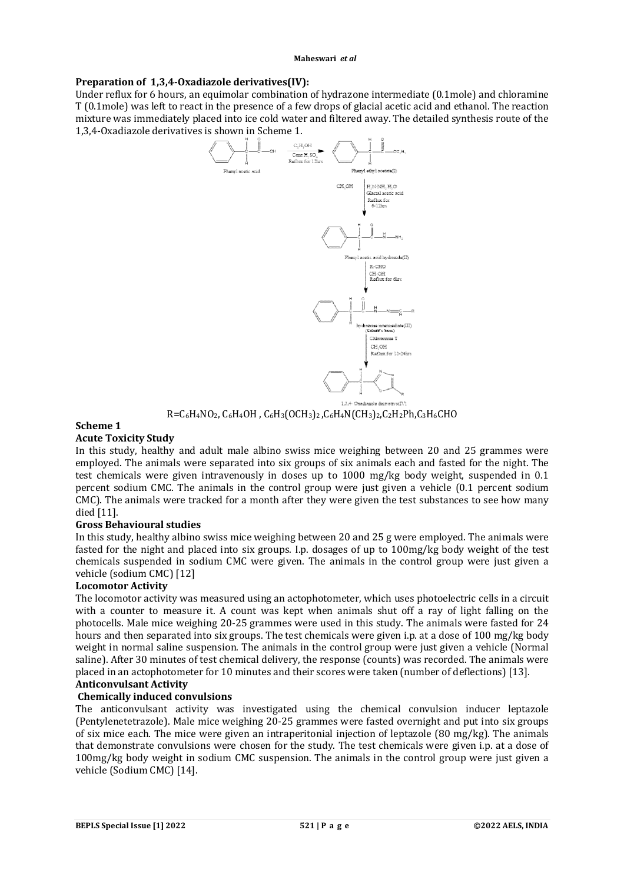### Preparation of 1,3,4-Oxadiazole derivatives(IV):

Under reflux for 6 hours, an equimolar combination of hydrazone intermediate (0.1mole) and chloramine T (0.1mole) was left to react in the presence of a few drops of glacial acetic acid and ethanol. The reaction mixture was immediately placed into ice cold water and filtered away. The detailed synthesis route of the 1,3,4-Oxadiazole derivatives is shown in Scheme 1.

$R = C_6H_4NO_2$, $C_6H_4OH$, $C_6H_3(OCH_3)_2$, $C_6H_4N(CH_3)_2$, $C_2H_2Ph$, $C_3H_6CHO$

**Scheme 1**

### Acute Toxicity Study

In this study, healthy and adult male albino swiss mice weighing between 20 and 25 grammes were employed. The animals were separated into six groups of six animals each and fasted for the night. The test chemicals were given intravenously in doses up to 1000 mg/kg body weight, suspended in 0.1 percent sodium CMC. The animals in the control group were just given a vehicle (0.1 percent sodium CMC). The animals were tracked for a month after they were given the test substances to see how many died [11].

### Gross Behavioural studies

In this study, healthy albino swiss mice weighing between 20 and 25 g were employed. The animals were fasted for the night and placed into six groups. I.p. dosages of up to 100mg/kg body weight of the test chemicals suspended in sodium CMC were given. The animals in the control group were just given a vehicle (sodium CMC) [12]

### Locomotor Activity

The locomotor activity was measured using an actophotometer, which uses photoelectric cells in a circuit with a counter to measure it. A count was kept when animals shut off a ray of light falling on the photocells. Male mice weighing 20-25 grammes were used in this study. The animals were fasted for 24 hours and then separated into six groups. The test chemicals were given i.p. at a dose of 100 mg/kg body weight in normal saline suspension. The animals in the control group were just given a vehicle (Normal saline). After 30 minutes of test chemical delivery, the response (counts) was recorded. The animals were placed in an actophotometer for 10 minutes and their scores were taken (number of deflections) [13].

### Anticonvulsant Activity

#### Chemically induced convulsions

The anticonvulsant activity was investigated using the chemical convulsion inducer leptazole (Pentylenetetrazole). Male mice weighing 20-25 grammes were fasted overnight and put into six groups of six mice each. The mice were given an intraperitonial injection of leptazole (80 mg/kg). The animals that demonstrate convulsions were chosen for the study. The test chemicals were given i.p. at a dose of 100mg/kg body weight in sodium CMC suspension. The animals in the control group were just given a vehicle (Sodium CMC) [14].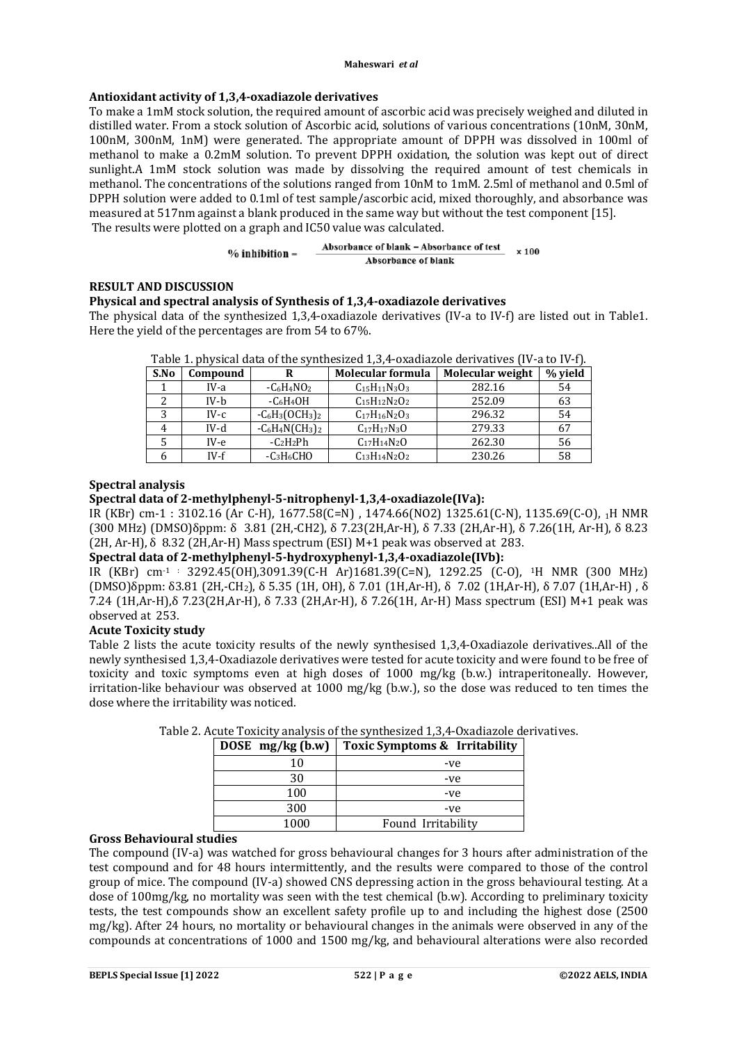### Antioxidant activity of 1,3,4-oxadiazole derivatives

To make a 1mM stock solution, the required amount of ascorbic acid was precisely weighed and diluted in distilled water. From a stock solution of Ascorbic acid, solutions of various concentrations (10nM, 30nM, 100nM, 300nM, 1nM) were generated. The appropriate amount of DPPH was dissolved in 100ml of methanol to make a 0.2mM solution. To prevent DPPH oxidation, the solution was kept out of direct sunlight.A 1mM stock solution was made by dissolving the required amount of test chemicals in methanol. The concentrations of the solutions ranged from 10nM to 1mM. 2.5ml of methanol and 0.5ml of DPPH solution were added to 0.1ml of test sample/ascorbic acid, mixed thoroughly, and absorbance was measured at 517nm against a blank produced in the same way but without the test component [15].
The results were plotted on a graph and IC50 value was calculated.

$$\% \text{ inhibition} = \frac{\text{Absorbance of blank} - \text{Absorbance of test}}{\text{Absorbance of blank}} \times 100$$

## RESULT AND DISCUSSION

### Physical and spectral analysis of Synthesis of 1,3,4-oxadiazole derivatives

The physical data of the synthesized 1,3,4-oxadiazole derivatives (IV-a to IV-f) are listed out in Table1. Here the yield of the percentages are from 54 to 67%.

Table 1. physical data of the synthesized 1,3,4-oxadiazole derivatives (IV-a to IV-f).

| S.No | Compound | R | Molecular formula | Molecular weight | % yield |
|---|---|---|---|---|---|
| 1 | IV-a | $-C_6H_4NO_2$ | $C_{15}H_{11}N_3O_3$ | 282.16 | 54 |
| 2 | IV-b | $-C_6H_4OH$ | $C_{15}H_{12}N_2O_2$ | 252.09 | 63 |
| 3 | IV-c | $-C_6H_3(OCH_3)_2$ | $C_{17}H_{16}N_2O_3$ | 296.32 | 54 |
| 4 | IV-d | $-C_6H_4N(CH_3)_2$ | $C_{17}H_{17}N_3O$ | 279.33 | 67 |
| 5 | IV-e | $-C_2H_2Ph$ | $C_{17}H_{14}N_2O$ | 262.30 | 56 |
| 6 | IV-f | $-C_3H_6CHO$ | $C_{13}H_{14}N_2O_2$ | 230.26 | 58 |

### Spectral analysis

#### Spectral data of 2-methylphenyl-5-nitrophenyl-1,3,4-oxadiazole(IVa):

IR (KBr) cm-1 : 3102.16 (Ar C-H), 1677.58(C=N) , 1474.66(NO2) 1325.61(C-N), 1135.69(C-O), 1H NMR (300 MHz) (DMSO)δppm: δ 3.81 (2H,-CH2), δ 7.23(2H,Ar-H), δ 7.33 (2H,Ar-H), δ 7.26(1H, Ar-H), δ 8.23 (2H, Ar-H), δ 8.32 (2H,Ar-H) Mass spectrum (ESI) M+1 peak was observed at 283.

#### Spectral data of 2-methylphenyl-5-hydroxyphenyl-1,3,4-oxadiazole(IVb):

IR (KBr) $cm^{-1}$ : 3292.45(OH),3091.39(C-H Ar)1681.39(C=N), 1292.25 (C-O), $^1H$ NMR (300 MHz) (DMSO)δppm: δ3.81 (2H,-$CH_2$), δ 5.35 (1H, OH), δ 7.01 (1H,Ar-H), δ 7.02 (1H,Ar-H), δ 7.07 (1H,Ar-H) , δ 7.24 (1H,Ar-H),δ 7.23(2H,Ar-H), δ 7.33 (2H,Ar-H), δ 7.26(1H, Ar-H) Mass spectrum (ESI) M+1 peak was observed at 253.

### Acute Toxicity study

Table 2 lists the acute toxicity results of the newly synthesised 1,3,4-Oxadiazole derivatives..All of the newly synthesised 1,3,4-Oxadiazole derivatives were tested for acute toxicity and were found to be free of toxicity and toxic symptoms even at high doses of 1000 mg/kg (b.w.) intraperitoneally. However, irritation-like behaviour was observed at 1000 mg/kg (b.w.), so the dose was reduced to ten times the dose where the irritability was noticed.

Table 2. Acute Toxicity analysis of the synthesized 1,3,4-Oxadiazole derivatives.

| DOSE mg/kg (b.w) | Toxic Symptoms & Irritability |
|---|---|
| 10 | -ve |
| 30 | -ve |
| 100 | -ve |
| 300 | -ve |
| 1000 | Found Irritability |

### Gross Behavioural studies

The compound (IV-a) was watched for gross behavioural changes for 3 hours after administration of the test compound and for 48 hours intermittently, and the results were compared to those of the control group of mice. The compound (IV-a) showed CNS depressing action in the gross behavioural testing. At a dose of 100mg/kg, no mortality was seen with the test chemical (b.w). According to preliminary toxicity tests, the test compounds show an excellent safety profile up to and including the highest dose (2500 mg/kg). After 24 hours, no mortality or behavioural changes in the animals were observed in any of the compounds at concentrations of 1000 and 1500 mg/kg, and behavioural alterations were also recorded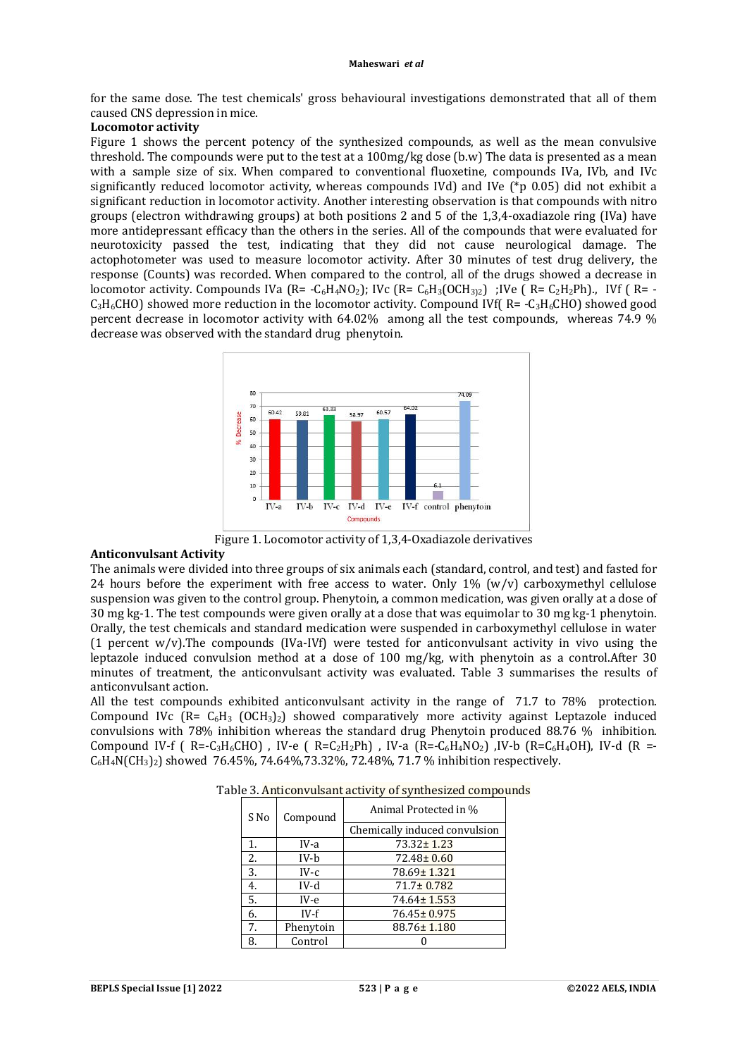for the same dose. The test chemicals' gross behavioural investigations demonstrated that all of them caused CNS depression in mice.

**Locomotor activity**

Figure 1 shows the percent potency of the synthesized compounds, as well as the mean convulsive threshold. The compounds were put to the test at a 100mg/kg dose (b.w) The data is presented as a mean with a sample size of six. When compared to conventional fluoxetine, compounds IVa, IVb, and IVc significantly reduced locomotor activity, whereas compounds IVd) and IVe (*p 0.05) did not exhibit a significant reduction in locomotor activity. Another interesting observation is that compounds with nitro groups (electron withdrawing groups) at both positions 2 and 5 of the 1,3,4-oxadiazole ring (IVa) have more antidepressant efficacy than the others in the series. All of the compounds that were evaluated for neurotoxicity passed the test, indicating that they did not cause neurological damage. The actophotometer was used to measure locomotor activity. After 30 minutes of test drug delivery, the response (Counts) was recorded. When compared to the control, all of the drugs showed a decrease in locomotor activity. Compounds IVa (R= $-C_6H_4NO_2$); IVc (R= $C_6H_3(OCH_3)_2$) ;IVe ( R= $C_2H_2Ph$)., IVf ( R= $-C_3H_6CHO$) showed more reduction in the locomotor activity. Compound IVf( R= $-C_3H_6CHO$) showed good percent decrease in locomotor activity with 64.02% among all the test compounds, whereas 74.9 % decrease was observed with the standard drug phenytoin.

Figure 1. Locomotor activity of 1,3,4-Oxadiazole derivatives

**Anticonvulsant Activity**

The animals were divided into three groups of six animals each (standard, control, and test) and fasted for 24 hours before the experiment with free access to water. Only 1% (w/v) carboxymethyl cellulose suspension was given to the control group. Phenytoin, a common medication, was given orally at a dose of 30 mg kg-1. The test compounds were given orally at a dose that was equimolar to 30 mg kg-1 phenytoin. Orally, the test chemicals and standard medication were suspended in carboxymethyl cellulose in water (1 percent w/v).The compounds (IVa-IVf) were tested for anticonvulsant activity in vivo using the leptazole induced convulsion method at a dose of 100 mg/kg, with phenytoin as a control.After 30 minutes of treatment, the anticonvulsant activity was evaluated. Table 3 summarises the results of anticonvulsant action.

All the test compounds exhibited anticonvulsant activity in the range of 71.7 to 78% protection. Compound IVc (R= $C_6H_3$ $(OCH_3)_2$) showed comparatively more activity against Leptazole induced convulsions with 78% inhibition whereas the standard drug Phenytoin produced 88.76 % inhibition. Compound IV-f ( R=$-C_3H_6CHO$) , IV-e ( R=$C_2H_2Ph$) , IV-a (R=$-C_6H_4NO_2$) ,IV-b (R=$C_6H_4OH$), IV-d (R =$-C_6H_4N(CH_3)_2$) showed 76.45%, 74.64%,73.32%, 72.48%, 71.7 % inhibition respectively.

Table 3. Anticonvulsant activity of synthesized compounds

| S No | Compound | Animal Protected in % |
|---|---|---|
| | | Chemically induced convulsion |
| 1. | IV-a | 73.32± 1.23 |
| 2. | IV-b | 72.48± 0.60 |
| 3. | IV-c | 78.69± 1.321 |
| 4. | IV-d | 71.7± 0.782 |
| 5. | IV-e | 74.64± 1.553 |
| 6. | IV-f | 76.45± 0.975 |
| 7. | Phenytoin | 88.76± 1.180 |
| 8. | Control | 0 |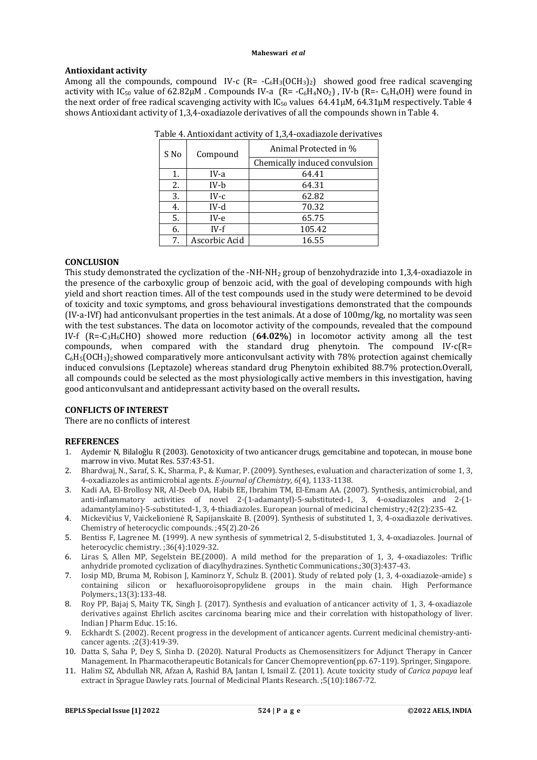## Antioxidant activity

Among all the compounds, compound IV-c (R= $-C_6H_3(OCH_3)_2$) showed good free radical scavenging activity with $IC_{50}$ value of 62.82µM . Compounds IV-a (R= $-C_6H_4NO_2$) , IV-b (R=- $C_6H_4OH$) were found in the next order of free radical scavenging activity with $IC_{50}$ values 64.41µM, 64.31µM respectively. Table 4 shows Antioxidant activity of 1,3,4-oxadiazole derivatives of all the compounds shown in Table 4.

Table 4. Antioxidant activity of 1,3,4-oxadiazole derivatives

| S No | Compound | Animal Protected in % |
|---|---|---|
| | | Chemically induced convulsion |
| 1. | IV-a | 64.41 |
| 2. | IV-b | 64.31 |
| 3. | IV-c | 62.82 |
| 4. | IV-d | 70.32 |
| 5. | IV-e | 65.75 |
| 6. | IV-f | 105.42 |
| 7. | Ascorbic Acid | 16.55 |

## CONCLUSION

This study demonstrated the cyclization of the $-NH-NH_2$ group of benzohydrazide into 1,3,4-oxadiazole in the presence of the carboxylic group of benzoic acid, with the goal of developing compounds with high yield and short reaction times. All of the test compounds used in the study were determined to be devoid of toxicity and toxic symptoms, and gross behavioural investigations demonstrated that the compounds (IV-a-IVf) had anticonvulsant properties in the test animals. At a dose of 100mg/kg, no mortality was seen with the test substances. The data on locomotor activity of the compounds, revealed that the compound IV-f (R=$-C_3H_6CHO$) showed more reduction (**64.02%**) in locomotor activity among all the test compounds, when compared with the standard drug phenytoin. The compound IV-c(R= $C_6H_5(OCH_3)_2$showed comparatively more anticonvulsant activity with 78% protection against chemically induced convulsions (Leptazole) whereas standard drug Phenytoin exhibited 88.7% protection.Overall, all compounds could be selected as the most physiologically active members in this investigation, having good anticonvulsant and antidepressant activity based on the overall results**.**

## CONFLICTS OF INTEREST

There are no conflicts of interest

## REFERENCES

1. Aydemir N, Bilaloğlu R (2003). Genotoxicity of two anticancer drugs, gemcitabine and topotecan, in mouse bone marrow in vivo. Mutat Res. 537:43-51.
2. Bhardwaj, N., Saraf, S. K., Sharma, P., & Kumar, P. (2009). Syntheses, evaluation and characterization of some 1, 3, 4-oxadiazoles as antimicrobial agents. *E-journal of Chemistry*, *6*(4), 1133-1138.
3. Kadi AA, El-Brollosy NR, Al-Deeb OA, Habib EE, Ibrahim TM, El-Emam AA. (2007). Synthesis, antimicrobial, and anti-inflammatory activities of novel 2-(1-adamantyl)-5-substituted-1, 3, 4-oxadiazoles and 2-(1-adamantylamino)-5-substituted-1, 3, 4-thiadiazoles. European journal of medicinal chemistry.;42(2):235-42.
4. Mickevičius V, Vaickelionienė R, Sapijanskaitė B. (2009). Synthesis of substituted 1, 3, 4-oxadiazole derivatives. Chemistry of heterocyclic compounds. ;45(2).20-26
5. Bentiss F, Lagrenee M. (1999). A new synthesis of symmetrical 2, 5-disubstituted 1, 3, 4-oxadiazoles. Journal of heterocyclic chemistry. ;36(4):1029-32.
6. Liras S, Allen MP, Segelstein BE.(2000). A mild method for the preparation of 1, 3, 4-oxadiazoles: Triflic anhydride promoted cyclization of diacylhydrazines. Synthetic Communications.;30(3):437-43.
7. Iosip MD, Bruma M, Robison J, Kaminorz Y, Schulz B. (2001). Study of related poly (1, 3, 4-oxadiazole-amide) s containing silicon or hexafluoroisopropylidene groups in the main chain. High Performance Polymers.;13(3):133-48.
8. Roy PP, Bajaj S, Maity TK, Singh J. (2017). Synthesis and evaluation of anticancer activity of 1, 3, 4-oxadiazole derivatives against Ehrlich ascites carcinoma bearing mice and their correlation with histopathology of liver. Indian J Pharm Educ. 15:16.
9. Eckhardt S. (2002). Recent progress in the development of anticancer agents. Current medicinal chemistry-anti-cancer agents. ;2(3):419-39.
10. Datta S, Saha P, Dey S, Sinha D. (2020). Natural Products as Chemosensitizers for Adjunct Therapy in Cancer Management. In Pharmacotherapeutic Botanicals for Cancer Chemoprevention(pp. 67-119). Springer, Singapore.
11. Halim SZ, Abdullah NR, Afzan A, Rashid BA, Jantan I, Ismail Z. (2011). Acute toxicity study of *Carica papaya* leaf extract in Sprague Dawley rats. Journal of Medicinal Plants Research. ;5(10):1867-72.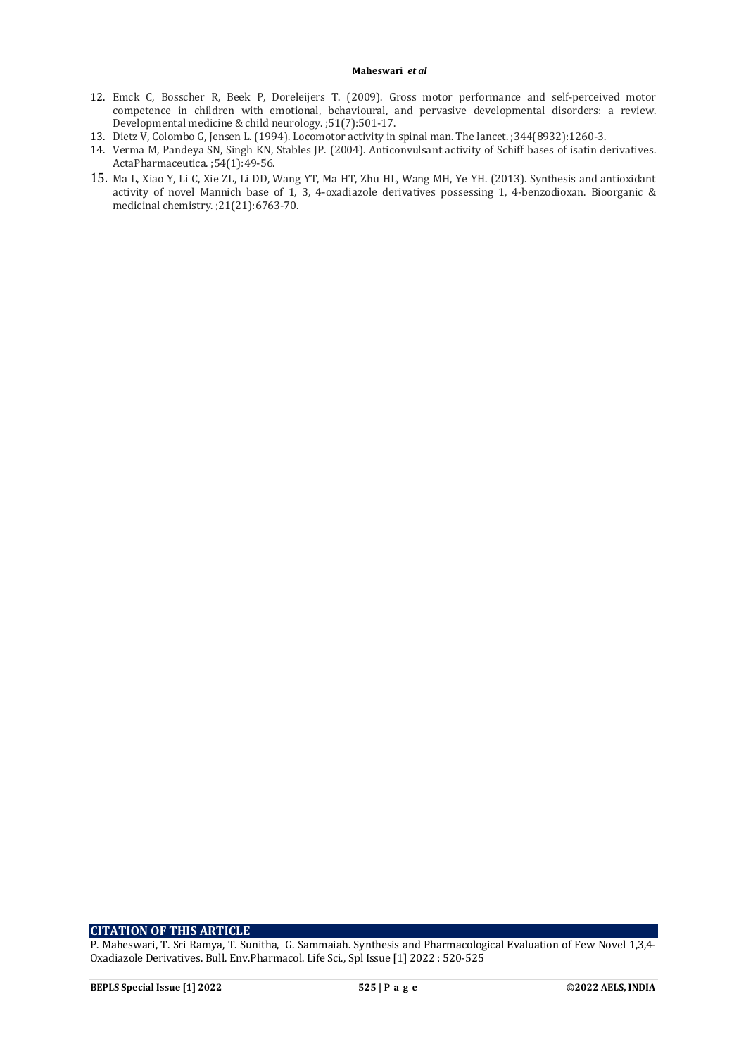12. Emck C, Bosscher R, Beek P, Doreleijers T. (2009). Gross motor performance and self-perceived motor competence in children with emotional, behavioural, and pervasive developmental disorders: a review. Developmental medicine & child neurology. ;51(7):501-17.
13. Dietz V, Colombo G, Jensen L. (1994). Locomotor activity in spinal man. The lancet. ;344(8932):1260-3.
14. Verma M, Pandeya SN, Singh KN, Stables JP. (2004). Anticonvulsant activity of Schiff bases of isatin derivatives. ActaPharmaceutica. ;54(1):49-56.
15. Ma L, Xiao Y, Li C, Xie ZL, Li DD, Wang YT, Ma HT, Zhu HL, Wang MH, Ye YH. (2013). Synthesis and antioxidant activity of novel Mannich base of 1, 3, 4-oxadiazole derivatives possessing 1, 4-benzodioxan. Bioorganic & medicinal chemistry. ;21(21):6763-70.

**CITATION OF THIS ARTICLE**

P. Maheswari, T. Sri Ramya, T. Sunitha, G. Sammaiah. Synthesis and Pharmacological Evaluation of Few Novel 1,3,4-Oxadiazole Derivatives. Bull. Env.Pharmacol. Life Sci., Spl Issue [1] 2022 : 520-525